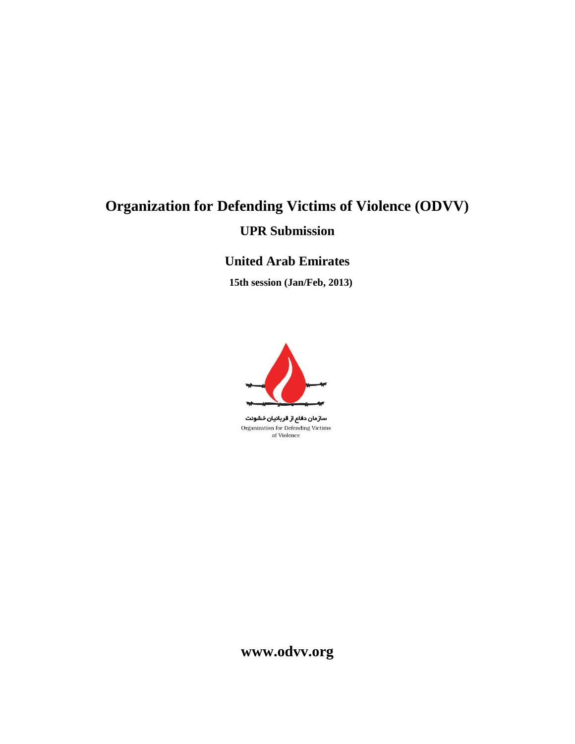# Organization for Defending Victims of Violence (ODVV)

## UPR Submission

## United Arab Emirates

**15th session (Jan/Feb, 2013)**

سازمان دفاع از قربانیان خشونت

Organization for Defending Victims of Violence

**www.odvv.org**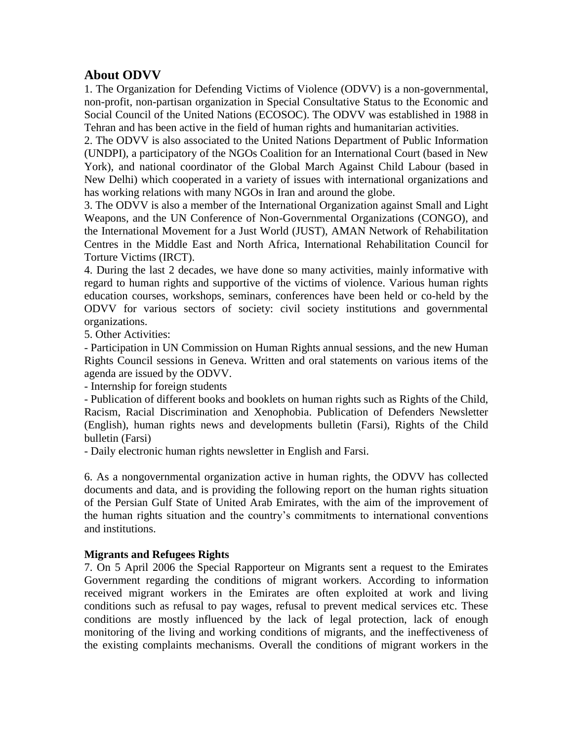## About ODVV

1. The Organization for Defending Victims of Violence (ODVV) is a non-governmental, non-profit, non-partisan organization in Special Consultative Status to the Economic and Social Council of the United Nations (ECOSOC). The ODVV was established in 1988 in Tehran and has been active in the field of human rights and humanitarian activities.
2. The ODVV is also associated to the United Nations Department of Public Information (UNDPI), a participatory of the NGOs Coalition for an International Court (based in New York), and national coordinator of the Global March Against Child Labour (based in New Delhi) which cooperated in a variety of issues with international organizations and has working relations with many NGOs in Iran and around the globe.
3. The ODVV is also a member of the International Organization against Small and Light Weapons, and the UN Conference of Non-Governmental Organizations (CONGO), and the International Movement for a Just World (JUST), AMAN Network of Rehabilitation Centres in the Middle East and North Africa, International Rehabilitation Council for Torture Victims (IRCT).
4. During the last 2 decades, we have done so many activities, mainly informative with regard to human rights and supportive of the victims of violence. Various human rights education courses, workshops, seminars, conferences have been held or co-held by the ODVV for various sectors of society: civil society institutions and governmental organizations.
5. Other Activities:

- Participation in UN Commission on Human Rights annual sessions, and the new Human Rights Council sessions in Geneva. Written and oral statements on various items of the agenda are issued by the ODVV.
- Internship for foreign students
- Publication of different books and booklets on human rights such as Rights of the Child, Racism, Racial Discrimination and Xenophobia. Publication of Defenders Newsletter (English), human rights news and developments bulletin (Farsi), Rights of the Child bulletin (Farsi)
- Daily electronic human rights newsletter in English and Farsi.

6. As a nongovernmental organization active in human rights, the ODVV has collected documents and data, and is providing the following report on the human rights situation of the Persian Gulf State of United Arab Emirates, with the aim of the improvement of the human rights situation and the country's commitments to international conventions and institutions.

**Migrants and Refugees Rights**

7. On 5 April 2006 the Special Rapporteur on Migrants sent a request to the Emirates Government regarding the conditions of migrant workers. According to information received migrant workers in the Emirates are often exploited at work and living conditions such as refusal to pay wages, refusal to prevent medical services etc. These conditions are mostly influenced by the lack of legal protection, lack of enough monitoring of the living and working conditions of migrants, and the ineffectiveness of the existing complaints mechanisms. Overall the conditions of migrant workers in the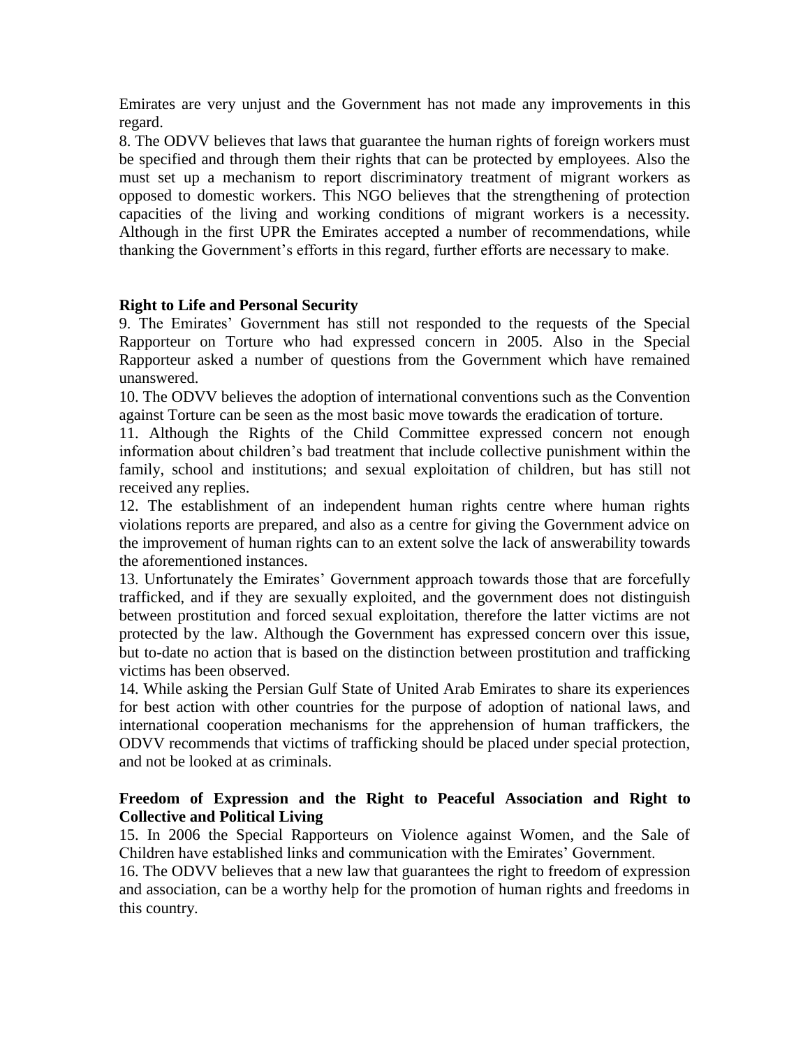Emirates are very unjust and the Government has not made any improvements in this regard.

8. The ODVV believes that laws that guarantee the human rights of foreign workers must be specified and through them their rights that can be protected by employees. Also the must set up a mechanism to report discriminatory treatment of migrant workers as opposed to domestic workers. This NGO believes that the strengthening of protection capacities of the living and working conditions of migrant workers is a necessity. Although in the first UPR the Emirates accepted a number of recommendations, while thanking the Government's efforts in this regard, further efforts are necessary to make.

**Right to Life and Personal Security**

9. The Emirates' Government has still not responded to the requests of the Special Rapporteur on Torture who had expressed concern in 2005. Also in the Special Rapporteur asked a number of questions from the Government which have remained unanswered.

10. The ODVV believes the adoption of international conventions such as the Convention against Torture can be seen as the most basic move towards the eradication of torture.

11. Although the Rights of the Child Committee expressed concern not enough information about children's bad treatment that include collective punishment within the family, school and institutions; and sexual exploitation of children, but has still not received any replies.

12. The establishment of an independent human rights centre where human rights violations reports are prepared, and also as a centre for giving the Government advice on the improvement of human rights can to an extent solve the lack of answerability towards the aforementioned instances.

13. Unfortunately the Emirates' Government approach towards those that are forcefully trafficked, and if they are sexually exploited, and the government does not distinguish between prostitution and forced sexual exploitation, therefore the latter victims are not protected by the law. Although the Government has expressed concern over this issue, but to-date no action that is based on the distinction between prostitution and trafficking victims has been observed.

14. While asking the Persian Gulf State of United Arab Emirates to share its experiences for best action with other countries for the purpose of adoption of national laws, and international cooperation mechanisms for the apprehension of human traffickers, the ODVV recommends that victims of trafficking should be placed under special protection, and not be looked at as criminals.

**Freedom of Expression and the Right to Peaceful Association and Right to Collective and Political Living**

15. In 2006 the Special Rapporteurs on Violence against Women, and the Sale of Children have established links and communication with the Emirates' Government.

16. The ODVV believes that a new law that guarantees the right to freedom of expression and association, can be a worthy help for the promotion of human rights and freedoms in this country.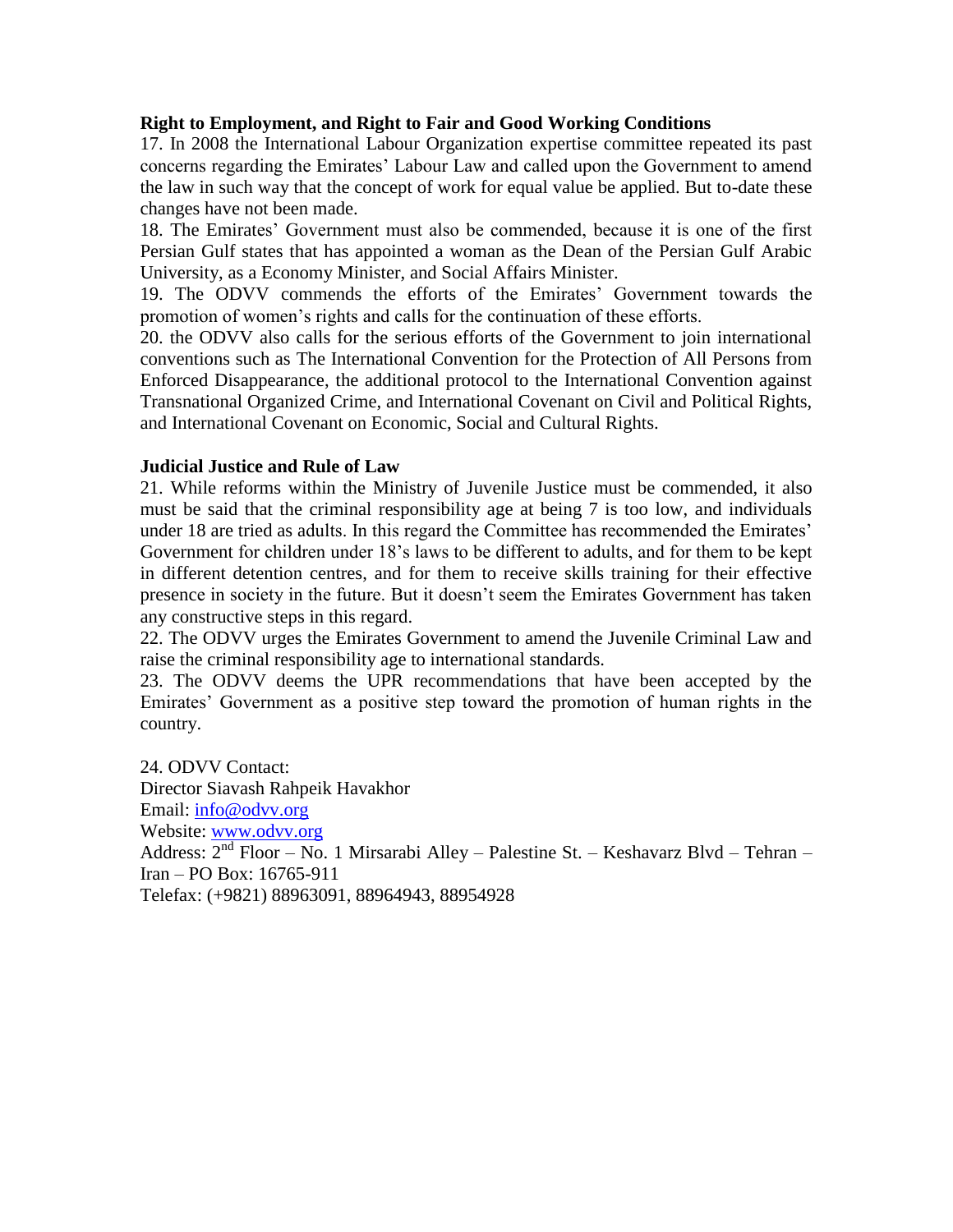**Right to Employment, and Right to Fair and Good Working Conditions**

17. In 2008 the International Labour Organization expertise committee repeated its past concerns regarding the Emirates' Labour Law and called upon the Government to amend the law in such way that the concept of work for equal value be applied. But to-date these changes have not been made.

18. The Emirates' Government must also be commended, because it is one of the first Persian Gulf states that has appointed a woman as the Dean of the Persian Gulf Arabic University, as a Economy Minister, and Social Affairs Minister.

19. The ODVV commends the efforts of the Emirates' Government towards the promotion of women's rights and calls for the continuation of these efforts.

20. the ODVV also calls for the serious efforts of the Government to join international conventions such as The International Convention for the Protection of All Persons from Enforced Disappearance, the additional protocol to the International Convention against Transnational Organized Crime, and International Covenant on Civil and Political Rights, and International Covenant on Economic, Social and Cultural Rights.

**Judicial Justice and Rule of Law**

21. While reforms within the Ministry of Juvenile Justice must be commended, it also must be said that the criminal responsibility age at being 7 is too low, and individuals under 18 are tried as adults. In this regard the Committee has recommended the Emirates' Government for children under 18's laws to be different to adults, and for them to be kept in different detention centres, and for them to receive skills training for their effective presence in society in the future. But it doesn't seem the Emirates Government has taken any constructive steps in this regard.

22. The ODVV urges the Emirates Government to amend the Juvenile Criminal Law and raise the criminal responsibility age to international standards.

23. The ODVV deems the UPR recommendations that have been accepted by the Emirates' Government as a positive step toward the promotion of human rights in the country.

24. ODVV Contact:
Director Siavash Rahpeik Havakhor
Email: info@odvv.org
Website: www.odvv.org
Address: 2nd Floor – No. 1 Mirsarabi Alley – Palestine St. – Keshavarz Blvd – Tehran – Iran – PO Box: 16765-911
Telefax: (+9821) 88963091, 88964943, 88954928